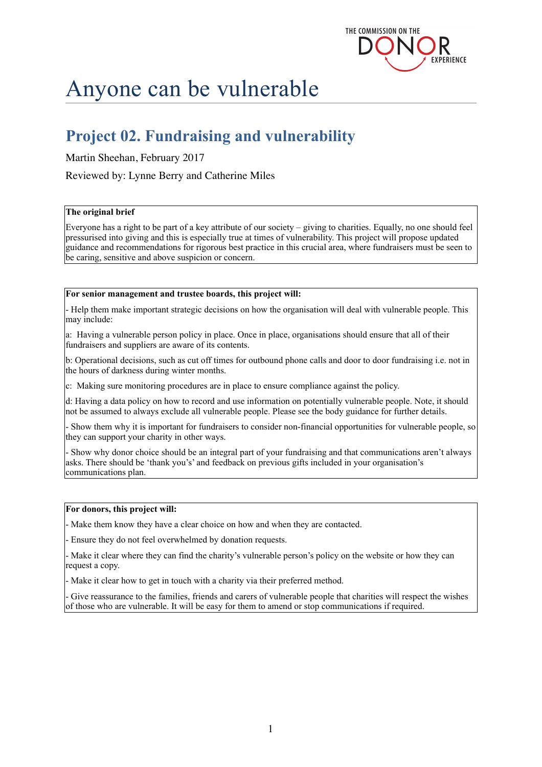THE COMMISSION ON THE DONOR EXPERIENCE

# Anyone can be vulnerable

## Project 02. Fundraising and vulnerability

Martin Sheehan, February 2017

Reviewed by: Lynne Berry and Catherine Miles

**The original brief**

Everyone has a right to be part of a key attribute of our society – giving to charities. Equally, no one should feel pressurised into giving and this is especially true at times of vulnerability. This project will propose updated guidance and recommendations for rigorous best practice in this crucial area, where fundraisers must be seen to be caring, sensitive and above suspicion or concern.

**For senior management and trustee boards, this project will:**

- Help them make important strategic decisions on how the organisation will deal with vulnerable people. This may include:

a: Having a vulnerable person policy in place. Once in place, organisations should ensure that all of their fundraisers and suppliers are aware of its contents.

b: Operational decisions, such as cut off times for outbound phone calls and door to door fundraising i.e. not in the hours of darkness during winter months.

c: Making sure monitoring procedures are in place to ensure compliance against the policy.

d: Having a data policy on how to record and use information on potentially vulnerable people. Note, it should not be assumed to always exclude all vulnerable people. Please see the body guidance for further details.

- Show them why it is important for fundraisers to consider non-financial opportunities for vulnerable people, so they can support your charity in other ways.

- Show why donor choice should be an integral part of your fundraising and that communications aren't always asks. There should be 'thank you's' and feedback on previous gifts included in your organisation's communications plan.

**For donors, this project will:**

- Make them know they have a clear choice on how and when they are contacted.

- Ensure they do not feel overwhelmed by donation requests.

- Make it clear where they can find the charity's vulnerable person's policy on the website or how they can request a copy.

- Make it clear how to get in touch with a charity via their preferred method.

- Give reassurance to the families, friends and carers of vulnerable people that charities will respect the wishes of those who are vulnerable. It will be easy for them to amend or stop communications if required.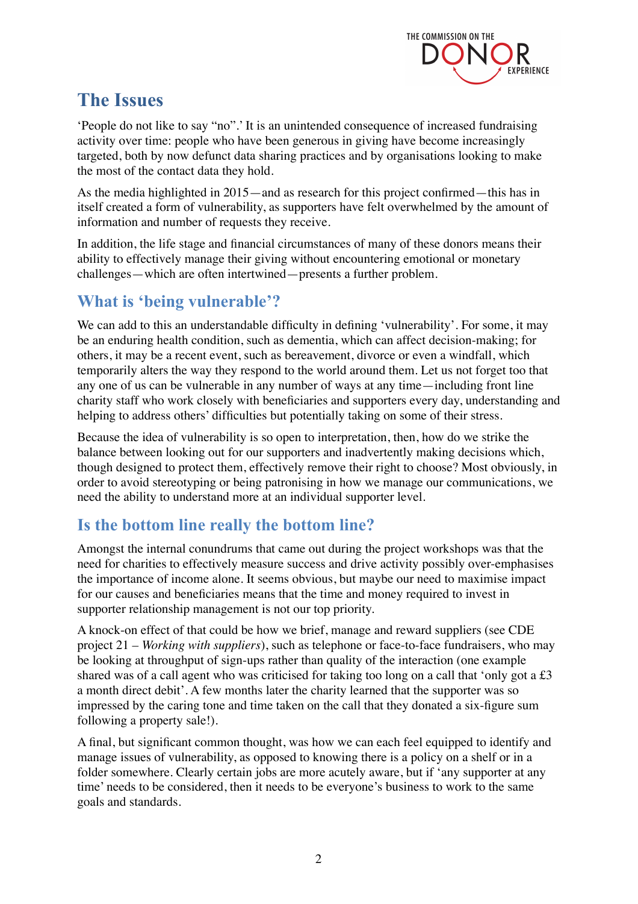## The Issues

'People do not like to say "no".' It is an unintended consequence of increased fundraising activity over time: people who have been generous in giving have become increasingly targeted, both by now defunct data sharing practices and by organisations looking to make the most of the contact data they hold.

As the media highlighted in 2015—and as research for this project confirmed—this has in itself created a form of vulnerability, as supporters have felt overwhelmed by the amount of information and number of requests they receive.

In addition, the life stage and financial circumstances of many of these donors means their ability to effectively manage their giving without encountering emotional or monetary challenges—which are often intertwined—presents a further problem.

### What is 'being vulnerable'?

We can add to this an understandable difficulty in defining 'vulnerability'. For some, it may be an enduring health condition, such as dementia, which can affect decision-making; for others, it may be a recent event, such as bereavement, divorce or even a windfall, which temporarily alters the way they respond to the world around them. Let us not forget too that any one of us can be vulnerable in any number of ways at any time—including front line charity staff who work closely with beneficiaries and supporters every day, understanding and helping to address others' difficulties but potentially taking on some of their stress.

Because the idea of vulnerability is so open to interpretation, then, how do we strike the balance between looking out for our supporters and inadvertently making decisions which, though designed to protect them, effectively remove their right to choose? Most obviously, in order to avoid stereotyping or being patronising in how we manage our communications, we need the ability to understand more at an individual supporter level.

### Is the bottom line really the bottom line?

Amongst the internal conundrums that came out during the project workshops was that the need for charities to effectively measure success and drive activity possibly over-emphasises the importance of income alone. It seems obvious, but maybe our need to maximise impact for our causes and beneficiaries means that the time and money required to invest in supporter relationship management is not our top priority.

A knock-on effect of that could be how we brief, manage and reward suppliers (see CDE project 21 – *Working with suppliers*), such as telephone or face-to-face fundraisers, who may be looking at throughput of sign-ups rather than quality of the interaction (one example shared was of a call agent who was criticised for taking too long on a call that 'only got a £3 a month direct debit'. A few months later the charity learned that the supporter was so impressed by the caring tone and time taken on the call that they donated a six-figure sum following a property sale!).

A final, but significant common thought, was how we can each feel equipped to identify and manage issues of vulnerability, as opposed to knowing there is a policy on a shelf or in a folder somewhere. Clearly certain jobs are more acutely aware, but if 'any supporter at any time' needs to be considered, then it needs to be everyone's business to work to the same goals and standards.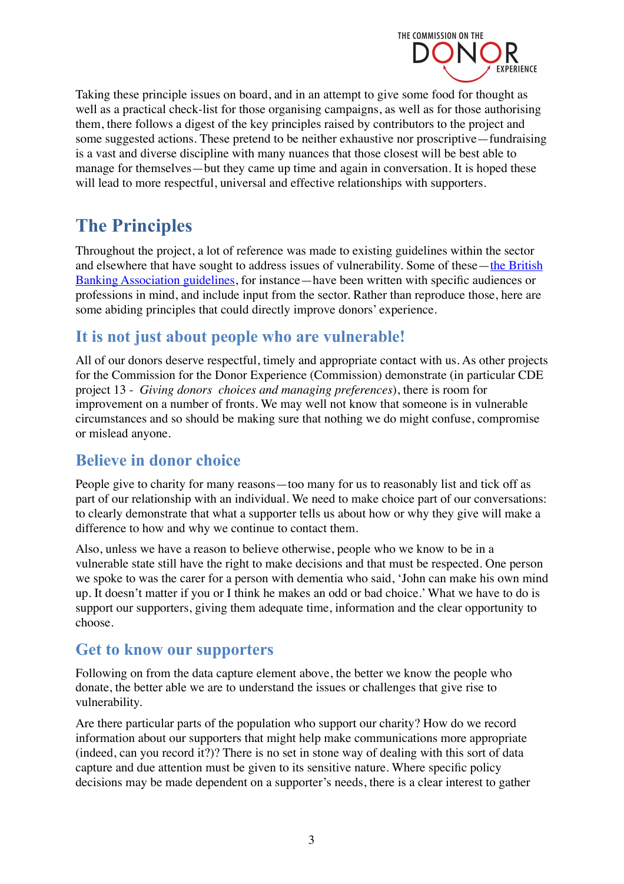Taking these principle issues on board, and in an attempt to give some food for thought as well as a practical check-list for those organising campaigns, as well as for those authorising them, there follows a digest of the key principles raised by contributors to the project and some suggested actions. These pretend to be neither exhaustive nor proscriptive—fundraising is a vast and diverse discipline with many nuances that those closest will be best able to manage for themselves—but they came up time and again in conversation. It is hoped these will lead to more respectful, universal and effective relationships with supporters.

# The Principles

Throughout the project, a lot of reference was made to existing guidelines within the sector and elsewhere that have sought to address issues of vulnerability. Some of these—[the British Banking Association guidelines](), for instance—have been written with specific audiences or professions in mind, and include input from the sector. Rather than reproduce those, here are some abiding principles that could directly improve donors' experience.

## It is not just about people who are vulnerable!

All of our donors deserve respectful, timely and appropriate contact with us. As other projects for the Commission for the Donor Experience (Commission) demonstrate (in particular CDE project 13 - *Giving donors choices and managing preferences*), there is room for improvement on a number of fronts. We may well not know that someone is in vulnerable circumstances and so should be making sure that nothing we do might confuse, compromise or mislead anyone.

## Believe in donor choice

People give to charity for many reasons—too many for us to reasonably list and tick off as part of our relationship with an individual. We need to make choice part of our conversations: to clearly demonstrate that what a supporter tells us about how or why they give will make a difference to how and why we continue to contact them.

Also, unless we have a reason to believe otherwise, people who we know to be in a vulnerable state still have the right to make decisions and that must be respected. One person we spoke to was the carer for a person with dementia who said, 'John can make his own mind up. It doesn't matter if you or I think he makes an odd or bad choice.' What we have to do is support our supporters, giving them adequate time, information and the clear opportunity to choose.

## Get to know our supporters

Following on from the data capture element above, the better we know the people who donate, the better able we are to understand the issues or challenges that give rise to vulnerability.

Are there particular parts of the population who support our charity? How do we record information about our supporters that might help make communications more appropriate (indeed, can you record it?)? There is no set in stone way of dealing with this sort of data capture and due attention must be given to its sensitive nature. Where specific policy decisions may be made dependent on a supporter's needs, there is a clear interest to gather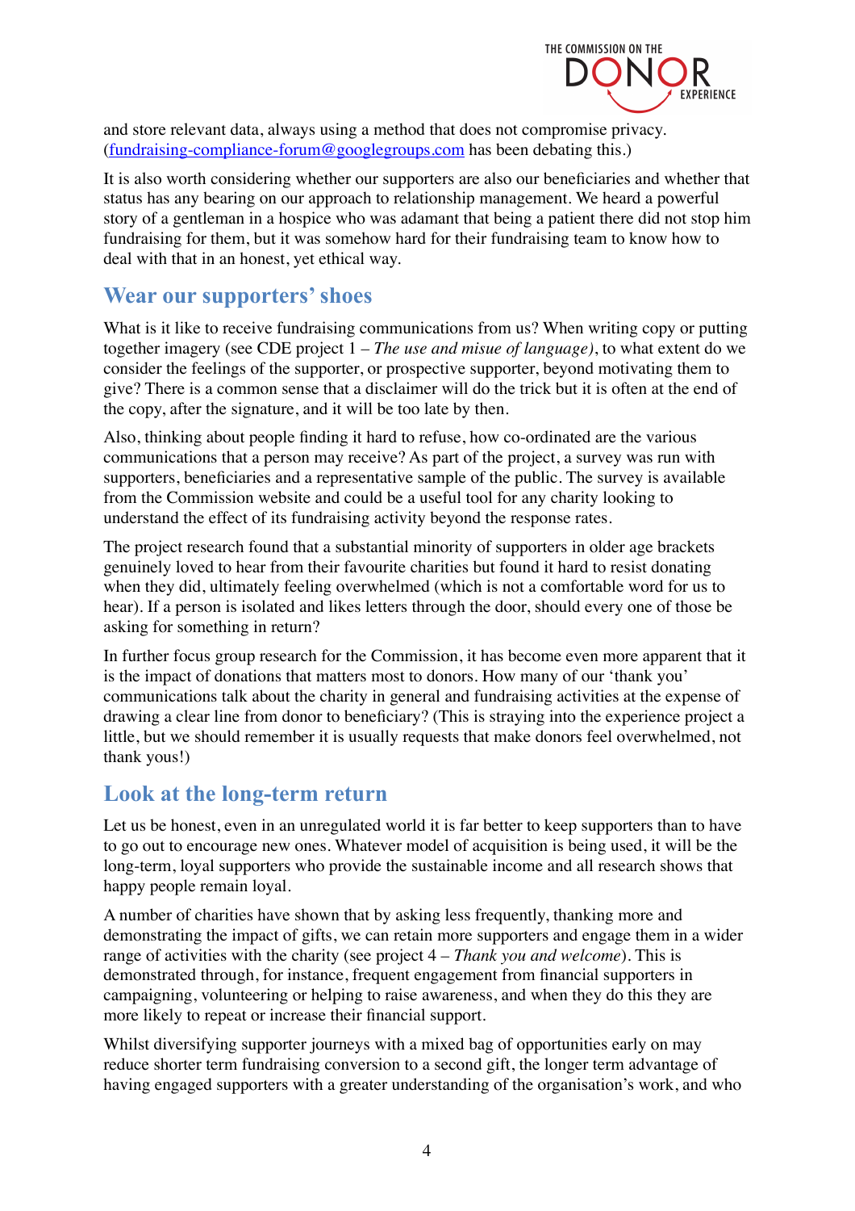and store relevant data, always using a method that does not compromise privacy. ([fundraising-compliance-forum@googlegroups.com](mailto:fundraising-compliance-forum@googlegroups.com) has been debating this.)

It is also worth considering whether our supporters are also our beneficiaries and whether that status has any bearing on our approach to relationship management. We heard a powerful story of a gentleman in a hospice who was adamant that being a patient there did not stop him fundraising for them, but it was somehow hard for their fundraising team to know how to deal with that in an honest, yet ethical way.

## Wear our supporters' shoes

What is it like to receive fundraising communications from us? When writing copy or putting together imagery (see CDE project 1 – *The use and misue of language)*, to what extent do we consider the feelings of the supporter, or prospective supporter, beyond motivating them to give? There is a common sense that a disclaimer will do the trick but it is often at the end of the copy, after the signature, and it will be too late by then.

Also, thinking about people finding it hard to refuse, how co-ordinated are the various communications that a person may receive? As part of the project, a survey was run with supporters, beneficiaries and a representative sample of the public. The survey is available from the Commission website and could be a useful tool for any charity looking to understand the effect of its fundraising activity beyond the response rates.

The project research found that a substantial minority of supporters in older age brackets genuinely loved to hear from their favourite charities but found it hard to resist donating when they did, ultimately feeling overwhelmed (which is not a comfortable word for us to hear). If a person is isolated and likes letters through the door, should every one of those be asking for something in return?

In further focus group research for the Commission, it has become even more apparent that it is the impact of donations that matters most to donors. How many of our 'thank you' communications talk about the charity in general and fundraising activities at the expense of drawing a clear line from donor to beneficiary? (This is straying into the experience project a little, but we should remember it is usually requests that make donors feel overwhelmed, not thank yous!)

## Look at the long-term return

Let us be honest, even in an unregulated world it is far better to keep supporters than to have to go out to encourage new ones. Whatever model of acquisition is being used, it will be the long-term, loyal supporters who provide the sustainable income and all research shows that happy people remain loyal.

A number of charities have shown that by asking less frequently, thanking more and demonstrating the impact of gifts, we can retain more supporters and engage them in a wider range of activities with the charity (see project 4 – *Thank you and welcome*). This is demonstrated through, for instance, frequent engagement from financial supporters in campaigning, volunteering or helping to raise awareness, and when they do this they are more likely to repeat or increase their financial support.

Whilst diversifying supporter journeys with a mixed bag of opportunities early on may reduce shorter term fundraising conversion to a second gift, the longer term advantage of having engaged supporters with a greater understanding of the organisation's work, and who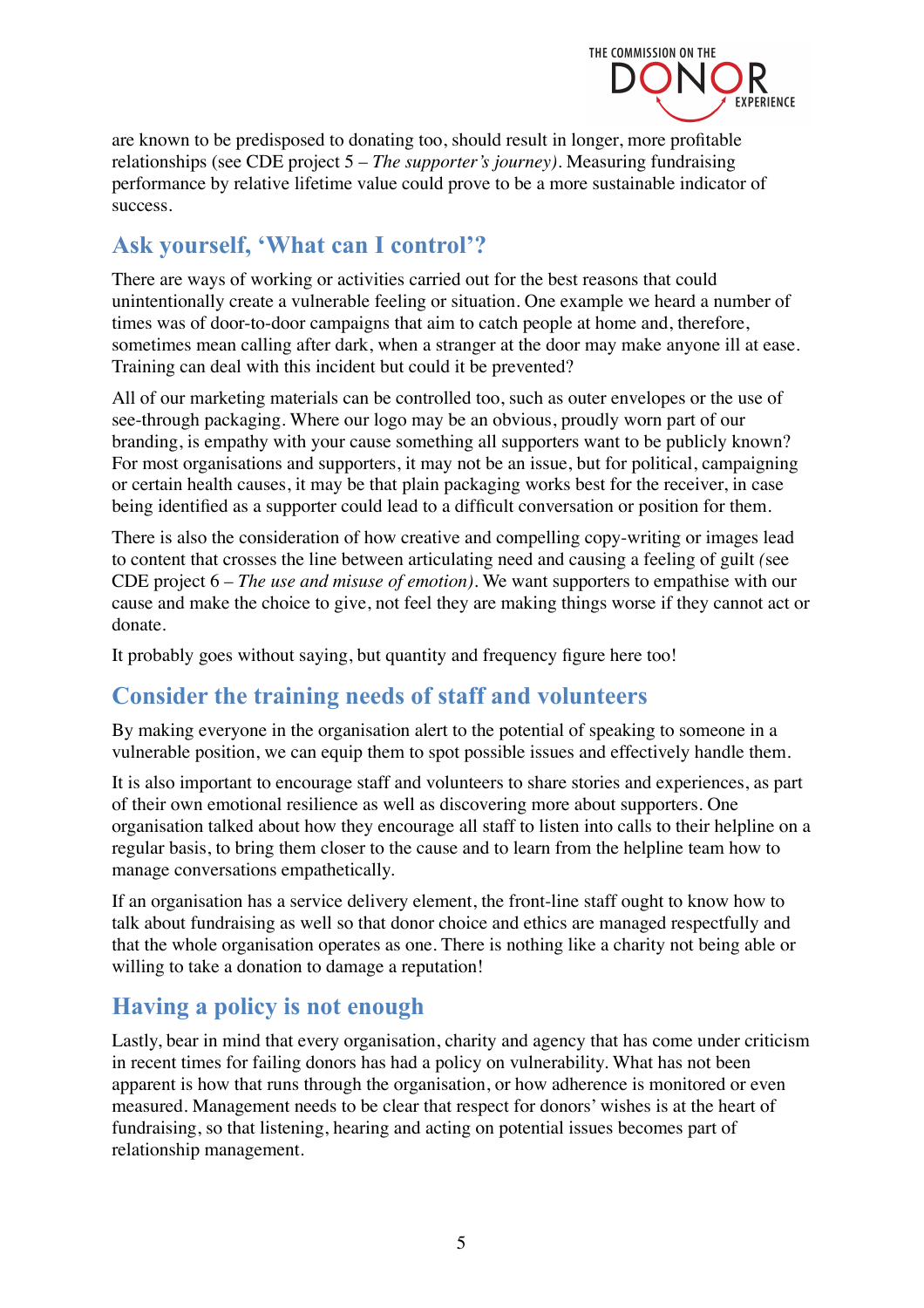are known to be predisposed to donating too, should result in longer, more profitable relationships (see CDE project 5 – *The supporter's journey)*. Measuring fundraising performance by relative lifetime value could prove to be a more sustainable indicator of success.

## Ask yourself, 'What can I control'?

There are ways of working or activities carried out for the best reasons that could unintentionally create a vulnerable feeling or situation. One example we heard a number of times was of door-to-door campaigns that aim to catch people at home and, therefore, sometimes mean calling after dark, when a stranger at the door may make anyone ill at ease. Training can deal with this incident but could it be prevented?

All of our marketing materials can be controlled too, such as outer envelopes or the use of see-through packaging. Where our logo may be an obvious, proudly worn part of our branding, is empathy with your cause something all supporters want to be publicly known? For most organisations and supporters, it may not be an issue, but for political, campaigning or certain health causes, it may be that plain packaging works best for the receiver, in case being identified as a supporter could lead to a difficult conversation or position for them.

There is also the consideration of how creative and compelling copy-writing or images lead to content that crosses the line between articulating need and causing a feeling of guilt *(*see CDE project 6 – *The use and misuse of emotion)*. We want supporters to empathise with our cause and make the choice to give, not feel they are making things worse if they cannot act or donate.

It probably goes without saying, but quantity and frequency figure here too!

## Consider the training needs of staff and volunteers

By making everyone in the organisation alert to the potential of speaking to someone in a vulnerable position, we can equip them to spot possible issues and effectively handle them.

It is also important to encourage staff and volunteers to share stories and experiences, as part of their own emotional resilience as well as discovering more about supporters. One organisation talked about how they encourage all staff to listen into calls to their helpline on a regular basis, to bring them closer to the cause and to learn from the helpline team how to manage conversations empathetically.

If an organisation has a service delivery element, the front-line staff ought to know how to talk about fundraising as well so that donor choice and ethics are managed respectfully and that the whole organisation operates as one. There is nothing like a charity not being able or willing to take a donation to damage a reputation!

## Having a policy is not enough

Lastly, bear in mind that every organisation, charity and agency that has come under criticism in recent times for failing donors has had a policy on vulnerability. What has not been apparent is how that runs through the organisation, or how adherence is monitored or even measured. Management needs to be clear that respect for donors' wishes is at the heart of fundraising, so that listening, hearing and acting on potential issues becomes part of relationship management.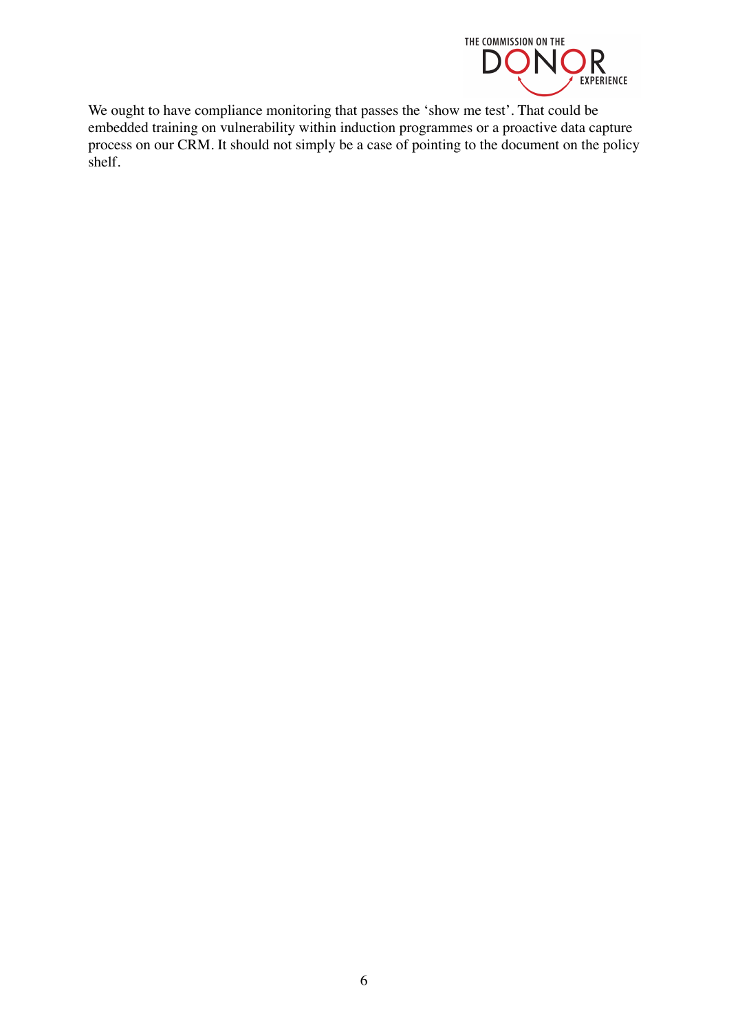We ought to have compliance monitoring that passes the 'show me test'. That could be embedded training on vulnerability within induction programmes or a proactive data capture process on our CRM. It should not simply be a case of pointing to the document on the policy shelf.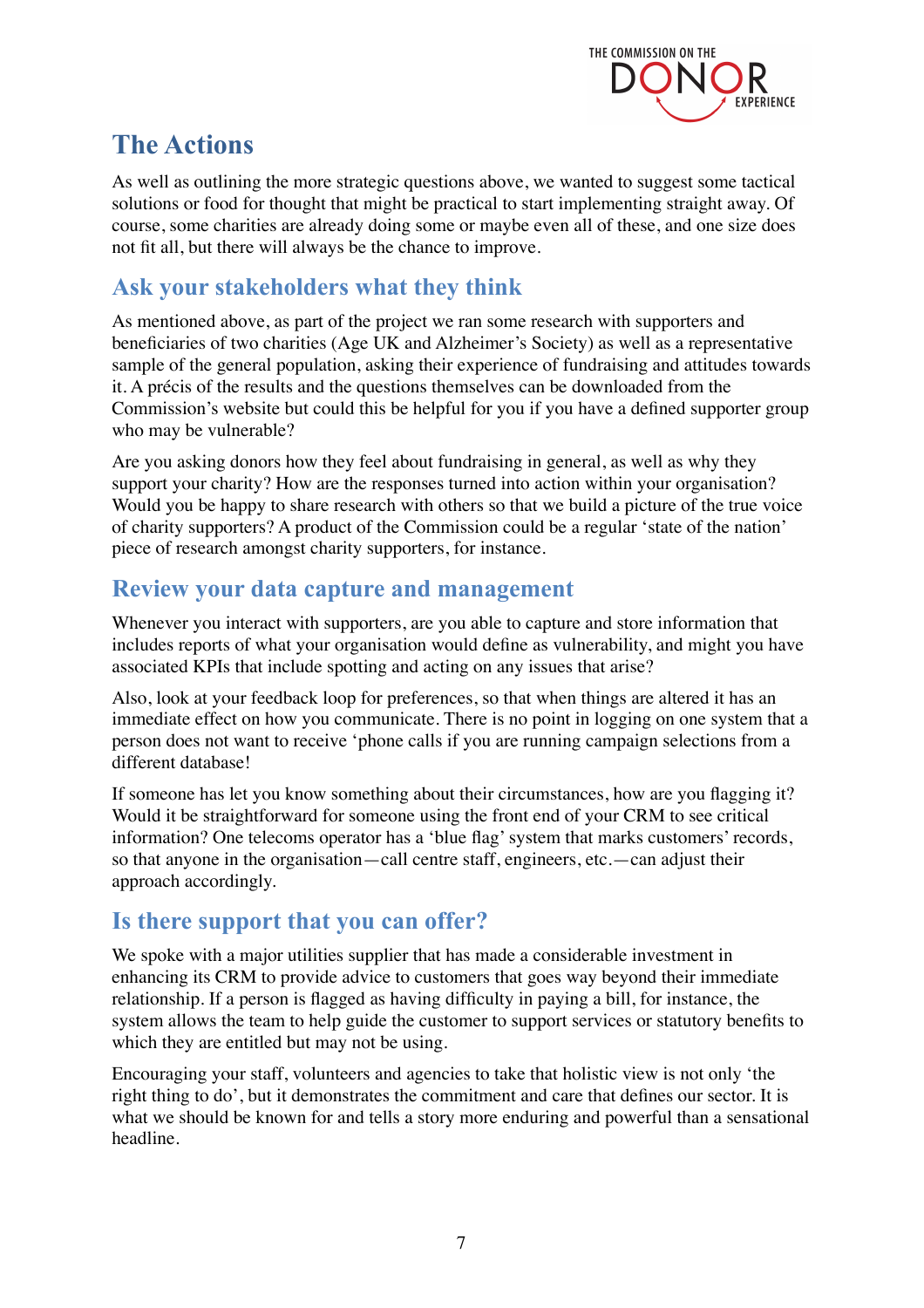# The Actions

As well as outlining the more strategic questions above, we wanted to suggest some tactical solutions or food for thought that might be practical to start implementing straight away. Of course, some charities are already doing some or maybe even all of these, and one size does not fit all, but there will always be the chance to improve.

## Ask your stakeholders what they think

As mentioned above, as part of the project we ran some research with supporters and beneficiaries of two charities (Age UK and Alzheimer's Society) as well as a representative sample of the general population, asking their experience of fundraising and attitudes towards it. A précis of the results and the questions themselves can be downloaded from the Commission's website but could this be helpful for you if you have a defined supporter group who may be vulnerable?

Are you asking donors how they feel about fundraising in general, as well as why they support your charity? How are the responses turned into action within your organisation? Would you be happy to share research with others so that we build a picture of the true voice of charity supporters? A product of the Commission could be a regular 'state of the nation' piece of research amongst charity supporters, for instance.

## Review your data capture and management

Whenever you interact with supporters, are you able to capture and store information that includes reports of what your organisation would define as vulnerability, and might you have associated KPIs that include spotting and acting on any issues that arise?

Also, look at your feedback loop for preferences, so that when things are altered it has an immediate effect on how you communicate. There is no point in logging on one system that a person does not want to receive 'phone calls if you are running campaign selections from a different database!

If someone has let you know something about their circumstances, how are you flagging it? Would it be straightforward for someone using the front end of your CRM to see critical information? One telecoms operator has a 'blue flag' system that marks customers' records, so that anyone in the organisation—call centre staff, engineers, etc.—can adjust their approach accordingly.

## Is there support that you can offer?

We spoke with a major utilities supplier that has made a considerable investment in enhancing its CRM to provide advice to customers that goes way beyond their immediate relationship. If a person is flagged as having difficulty in paying a bill, for instance, the system allows the team to help guide the customer to support services or statutory benefits to which they are entitled but may not be using.

Encouraging your staff, volunteers and agencies to take that holistic view is not only 'the right thing to do', but it demonstrates the commitment and care that defines our sector. It is what we should be known for and tells a story more enduring and powerful than a sensational headline.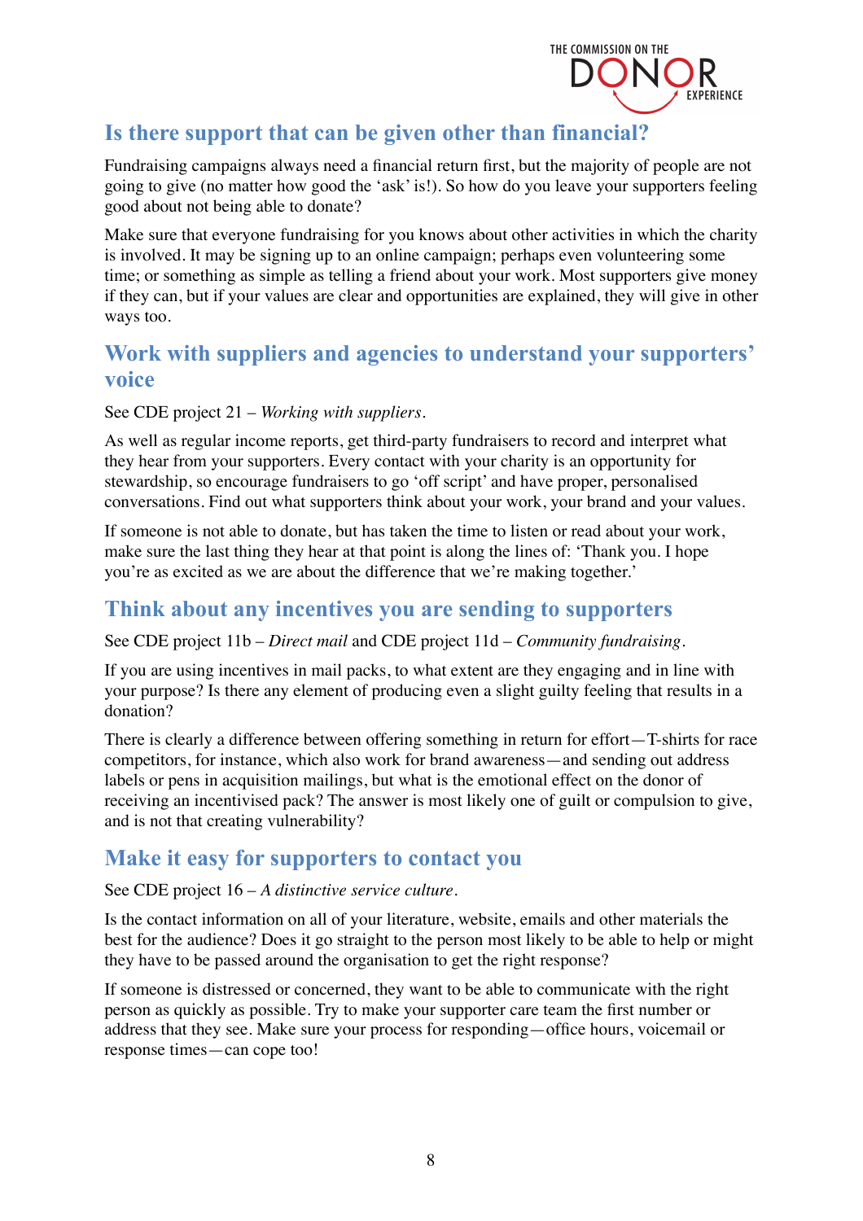## Is there support that can be given other than financial?

Fundraising campaigns always need a financial return first, but the majority of people are not going to give (no matter how good the 'ask' is!). So how do you leave your supporters feeling good about not being able to donate?

Make sure that everyone fundraising for you knows about other activities in which the charity is involved. It may be signing up to an online campaign; perhaps even volunteering some time; or something as simple as telling a friend about your work. Most supporters give money if they can, but if your values are clear and opportunities are explained, they will give in other ways too.

## Work with suppliers and agencies to understand your supporters' voice

See CDE project 21 – *Working with suppliers*.

As well as regular income reports, get third-party fundraisers to record and interpret what they hear from your supporters. Every contact with your charity is an opportunity for stewardship, so encourage fundraisers to go 'off script' and have proper, personalised conversations. Find out what supporters think about your work, your brand and your values.

If someone is not able to donate, but has taken the time to listen or read about your work, make sure the last thing they hear at that point is along the lines of: 'Thank you. I hope you're as excited as we are about the difference that we're making together.'

## Think about any incentives you are sending to supporters

See CDE project 11b – *Direct mail* and CDE project 11d – *Community fundraising*.

If you are using incentives in mail packs, to what extent are they engaging and in line with your purpose? Is there any element of producing even a slight guilty feeling that results in a donation?

There is clearly a difference between offering something in return for effort—T-shirts for race competitors, for instance, which also work for brand awareness—and sending out address labels or pens in acquisition mailings, but what is the emotional effect on the donor of receiving an incentivised pack? The answer is most likely one of guilt or compulsion to give, and is not that creating vulnerability?

## Make it easy for supporters to contact you

See CDE project 16 – *A distinctive service culture*.

Is the contact information on all of your literature, website, emails and other materials the best for the audience? Does it go straight to the person most likely to be able to help or might they have to be passed around the organisation to get the right response?

If someone is distressed or concerned, they want to be able to communicate with the right person as quickly as possible. Try to make your supporter care team the first number or address that they see. Make sure your process for responding—office hours, voicemail or response times—can cope too!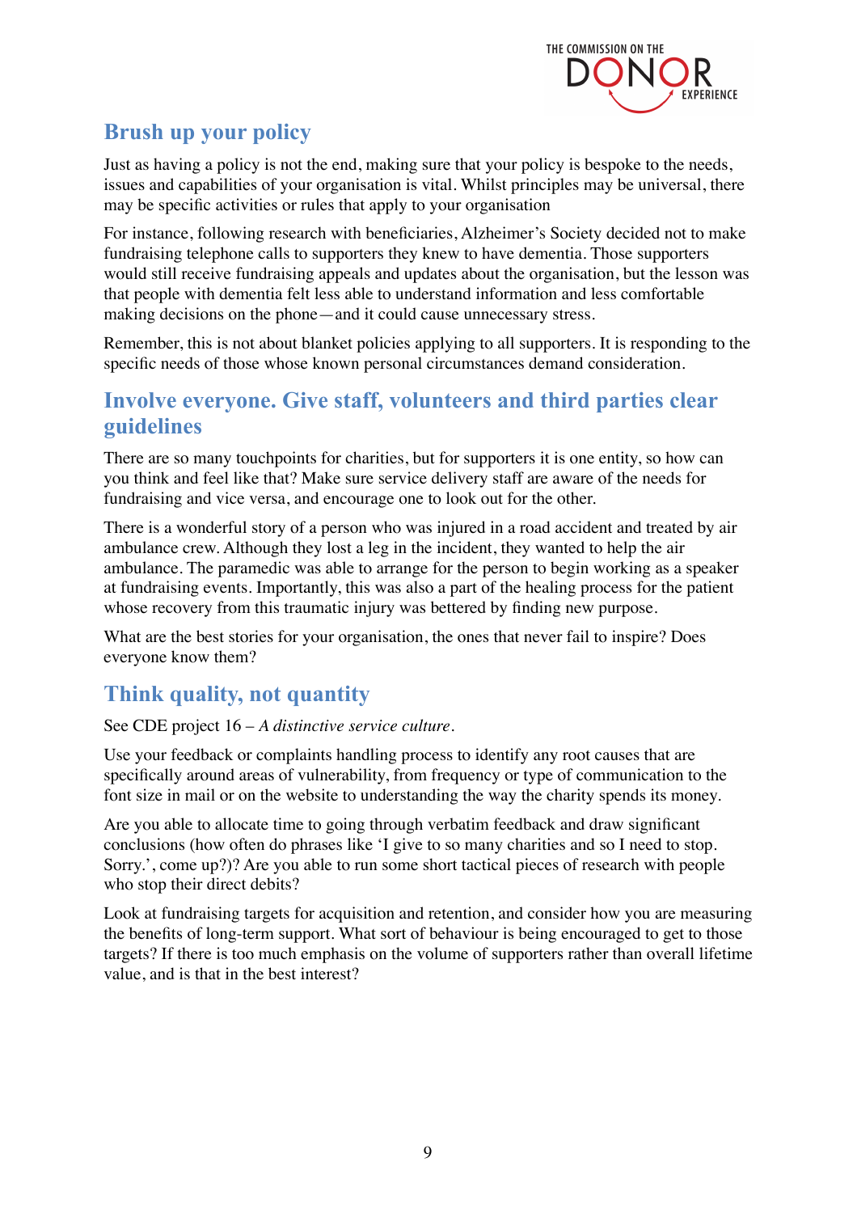## Brush up your policy

Just as having a policy is not the end, making sure that your policy is bespoke to the needs, issues and capabilities of your organisation is vital. Whilst principles may be universal, there may be specific activities or rules that apply to your organisation

For instance, following research with beneficiaries, Alzheimer's Society decided not to make fundraising telephone calls to supporters they knew to have dementia. Those supporters would still receive fundraising appeals and updates about the organisation, but the lesson was that people with dementia felt less able to understand information and less comfortable making decisions on the phone—and it could cause unnecessary stress.

Remember, this is not about blanket policies applying to all supporters. It is responding to the specific needs of those whose known personal circumstances demand consideration.

## Involve everyone. Give staff, volunteers and third parties clear guidelines

There are so many touchpoints for charities, but for supporters it is one entity, so how can you think and feel like that? Make sure service delivery staff are aware of the needs for fundraising and vice versa, and encourage one to look out for the other.

There is a wonderful story of a person who was injured in a road accident and treated by air ambulance crew. Although they lost a leg in the incident, they wanted to help the air ambulance. The paramedic was able to arrange for the person to begin working as a speaker at fundraising events. Importantly, this was also a part of the healing process for the patient whose recovery from this traumatic injury was bettered by finding new purpose.

What are the best stories for your organisation, the ones that never fail to inspire? Does everyone know them?

## Think quality, not quantity

See CDE project 16 – *A distinctive service culture*.

Use your feedback or complaints handling process to identify any root causes that are specifically around areas of vulnerability, from frequency or type of communication to the font size in mail or on the website to understanding the way the charity spends its money.

Are you able to allocate time to going through verbatim feedback and draw significant conclusions (how often do phrases like 'I give to so many charities and so I need to stop. Sorry.', come up?)? Are you able to run some short tactical pieces of research with people who stop their direct debits?

Look at fundraising targets for acquisition and retention, and consider how you are measuring the benefits of long-term support. What sort of behaviour is being encouraged to get to those targets? If there is too much emphasis on the volume of supporters rather than overall lifetime value, and is that in the best interest?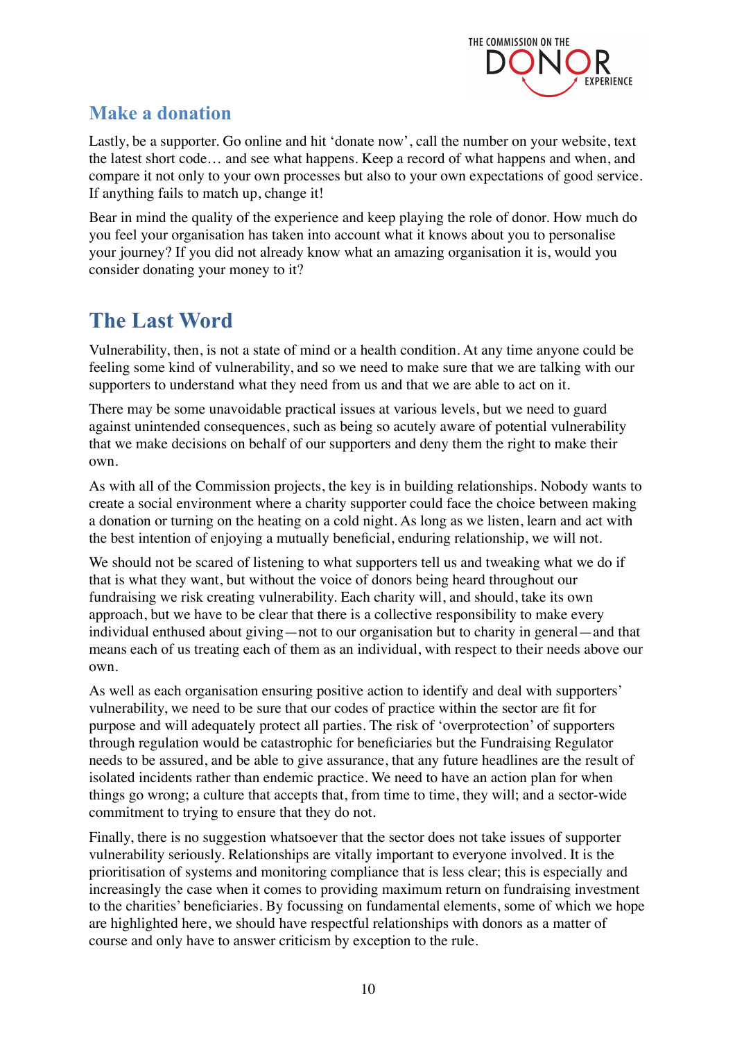## Make a donation

Lastly, be a supporter. Go online and hit 'donate now', call the number on your website, text the latest short code… and see what happens. Keep a record of what happens and when, and compare it not only to your own processes but also to your own expectations of good service. If anything fails to match up, change it!

Bear in mind the quality of the experience and keep playing the role of donor. How much do you feel your organisation has taken into account what it knows about you to personalise your journey? If you did not already know what an amazing organisation it is, would you consider donating your money to it?

# The Last Word

Vulnerability, then, is not a state of mind or a health condition. At any time anyone could be feeling some kind of vulnerability, and so we need to make sure that we are talking with our supporters to understand what they need from us and that we are able to act on it.

There may be some unavoidable practical issues at various levels, but we need to guard against unintended consequences, such as being so acutely aware of potential vulnerability that we make decisions on behalf of our supporters and deny them the right to make their own.

As with all of the Commission projects, the key is in building relationships. Nobody wants to create a social environment where a charity supporter could face the choice between making a donation or turning on the heating on a cold night. As long as we listen, learn and act with the best intention of enjoying a mutually beneficial, enduring relationship, we will not.

We should not be scared of listening to what supporters tell us and tweaking what we do if that is what they want, but without the voice of donors being heard throughout our fundraising we risk creating vulnerability. Each charity will, and should, take its own approach, but we have to be clear that there is a collective responsibility to make every individual enthused about giving—not to our organisation but to charity in general—and that means each of us treating each of them as an individual, with respect to their needs above our own.

As well as each organisation ensuring positive action to identify and deal with supporters' vulnerability, we need to be sure that our codes of practice within the sector are fit for purpose and will adequately protect all parties. The risk of 'overprotection' of supporters through regulation would be catastrophic for beneficiaries but the Fundraising Regulator needs to be assured, and be able to give assurance, that any future headlines are the result of isolated incidents rather than endemic practice. We need to have an action plan for when things go wrong; a culture that accepts that, from time to time, they will; and a sector-wide commitment to trying to ensure that they do not.

Finally, there is no suggestion whatsoever that the sector does not take issues of supporter vulnerability seriously. Relationships are vitally important to everyone involved. It is the prioritisation of systems and monitoring compliance that is less clear; this is especially and increasingly the case when it comes to providing maximum return on fundraising investment to the charities' beneficiaries. By focussing on fundamental elements, some of which we hope are highlighted here, we should have respectful relationships with donors as a matter of course and only have to answer criticism by exception to the rule.